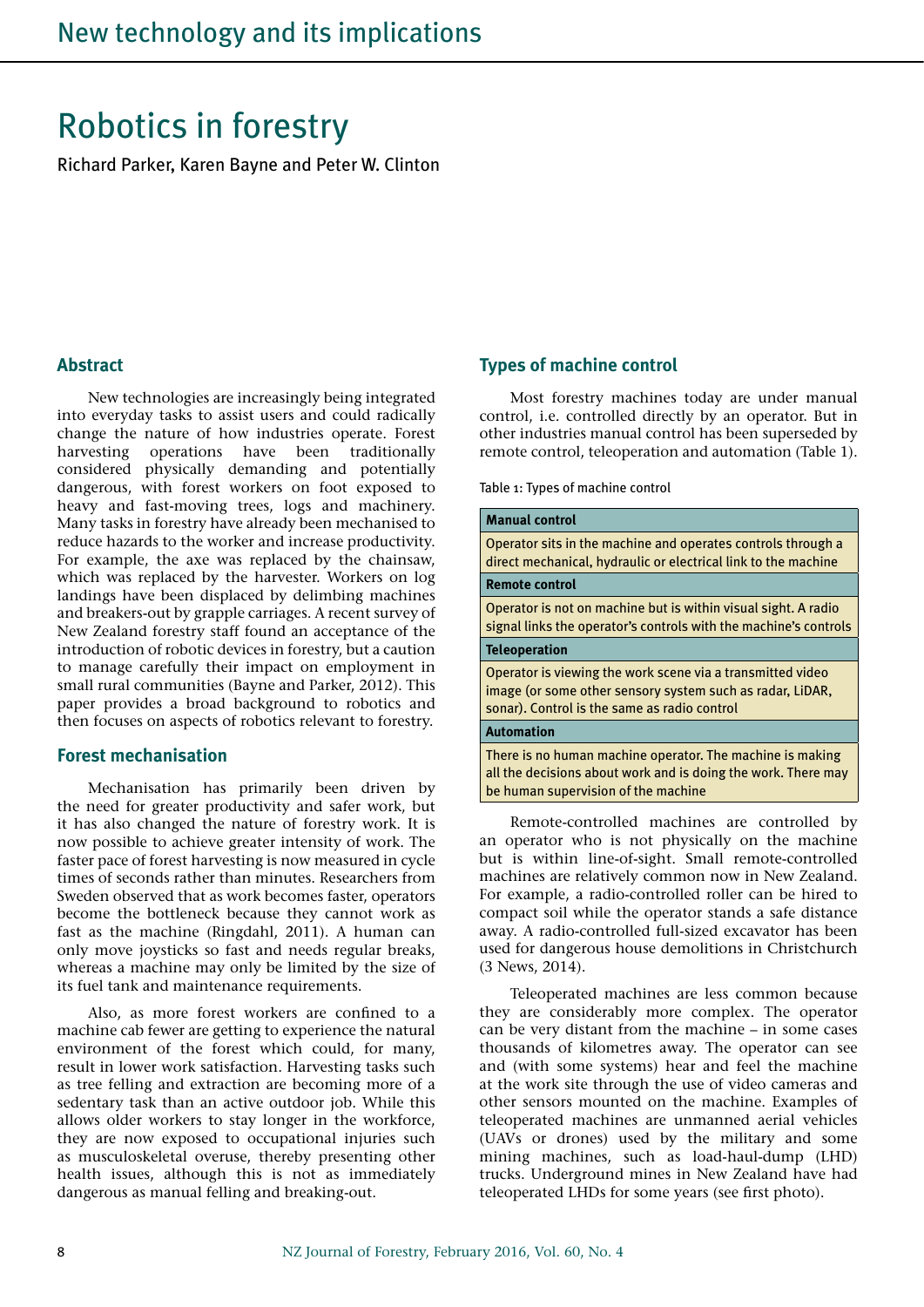# Robotics in forestry

Richard Parker, Karen Bayne and Peter W. Clinton

## Abstract

New technologies are increasingly being integrated into everyday tasks to assist users and could radically change the nature of how industries operate. Forest harvesting operations have been traditionally considered physically demanding and potentially dangerous, with forest workers on foot exposed to heavy and fast-moving trees, logs and machinery. Many tasks in forestry have already been mechanised to reduce hazards to the worker and increase productivity. For example, the axe was replaced by the chainsaw, which was replaced by the harvester. Workers on log landings have been displaced by delimbing machines and breakers-out by grapple carriages. A recent survey of New Zealand forestry staff found an acceptance of the introduction of robotic devices in forestry, but a caution to manage carefully their impact on employment in small rural communities (Bayne and Parker, 2012). This paper provides a broad background to robotics and then focuses on aspects of robotics relevant to forestry.

## Forest mechanisation

Mechanisation has primarily been driven by the need for greater productivity and safer work, but it has also changed the nature of forestry work. It is now possible to achieve greater intensity of work. The faster pace of forest harvesting is now measured in cycle times of seconds rather than minutes. Researchers from Sweden observed that as work becomes faster, operators become the bottleneck because they cannot work as fast as the machine (Ringdahl, 2011). A human can only move joysticks so fast and needs regular breaks, whereas a machine may only be limited by the size of its fuel tank and maintenance requirements.

Also, as more forest workers are confined to a machine cab fewer are getting to experience the natural environment of the forest which could, for many, result in lower work satisfaction. Harvesting tasks such as tree felling and extraction are becoming more of a sedentary task than an active outdoor job. While this allows older workers to stay longer in the workforce, they are now exposed to occupational injuries such as musculoskeletal overuse, thereby presenting other health issues, although this is not as immediately dangerous as manual felling and breaking-out.

## Types of machine control

Most forestry machines today are under manual control, i.e. controlled directly by an operator. But in other industries manual control has been superseded by remote control, teleoperation and automation (Table 1).

Table 1: Types of machine control

| Type of control |
|---|
| **Manual control** |
| Operator sits in the machine and operates controls through a direct mechanical, hydraulic or electrical link to the machine |
| **Remote control** |
| Operator is not on machine but is within visual sight. A radio signal links the operator's controls with the machine's controls |
| **Teleoperation** |
| Operator is viewing the work scene via a transmitted video image (or some other sensory system such as radar, LiDAR, sonar). Control is the same as radio control |
| **Automation** |
| There is no human machine operator. The machine is making all the decisions about work and is doing the work. There may be human supervision of the machine |

Remote-controlled machines are controlled by an operator who is not physically on the machine but is within line-of-sight. Small remote-controlled machines are relatively common now in New Zealand. For example, a radio-controlled roller can be hired to compact soil while the operator stands a safe distance away. A radio-controlled full-sized excavator has been used for dangerous house demolitions in Christchurch (3 News, 2014).

Teleoperated machines are less common because they are considerably more complex. The operator can be very distant from the machine – in some cases thousands of kilometres away. The operator can see and (with some systems) hear and feel the machine at the work site through the use of video cameras and other sensors mounted on the machine. Examples of teleoperated machines are unmanned aerial vehicles (UAVs or drones) used by the military and some mining machines, such as load-haul-dump (LHD) trucks. Underground mines in New Zealand have had teleoperated LHDs for some years (see first photo).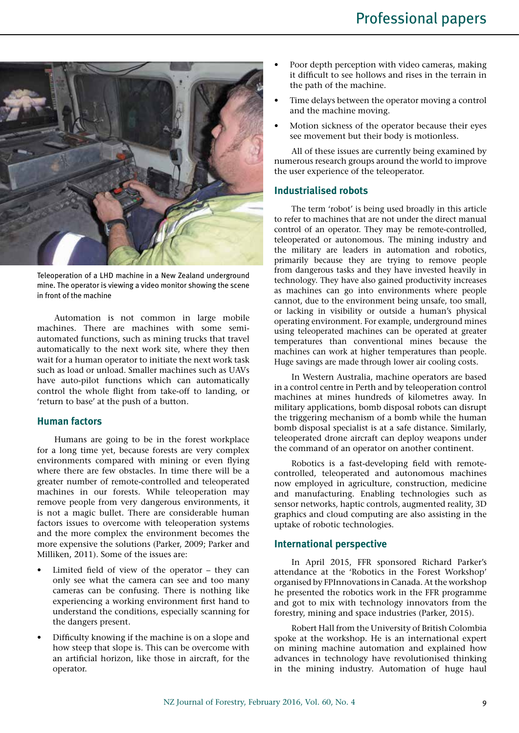Teleoperation of a LHD machine in a New Zealand underground mine. The operator is viewing a video monitor showing the scene in front of the machine

Automation is not common in large mobile machines. There are machines with some semi-automated functions, such as mining trucks that travel automatically to the next work site, where they then wait for a human operator to initiate the next work task such as load or unload. Smaller machines such as UAVs have auto-pilot functions which can automatically control the whole flight from take-off to landing, or 'return to base' at the push of a button.

## Human factors

Humans are going to be in the forest workplace for a long time yet, because forests are very complex environments compared with mining or even flying where there are few obstacles. In time there will be a greater number of remote-controlled and teleoperated machines in our forests. While teleoperation may remove people from very dangerous environments, it is not a magic bullet. There are considerable human factors issues to overcome with teleoperation systems and the more complex the environment becomes the more expensive the solutions (Parker, 2009; Parker and Milliken, 2011). Some of the issues are:

- Limited field of view of the operator – they can only see what the camera can see and too many cameras can be confusing. There is nothing like experiencing a working environment first hand to understand the conditions, especially scanning for the dangers present.
- Difficulty knowing if the machine is on a slope and how steep that slope is. This can be overcome with an artificial horizon, like those in aircraft, for the operator.
- Poor depth perception with video cameras, making it difficult to see hollows and rises in the terrain in the path of the machine.
- Time delays between the operator moving a control and the machine moving.
- Motion sickness of the operator because their eyes see movement but their body is motionless.

All of these issues are currently being examined by numerous research groups around the world to improve the user experience of the teleoperator.

## Industrialised robots

The term 'robot' is being used broadly in this article to refer to machines that are not under the direct manual control of an operator. They may be remote-controlled, teleoperated or autonomous. The mining industry and the military are leaders in automation and robotics, primarily because they are trying to remove people from dangerous tasks and they have invested heavily in technology. They have also gained productivity increases as machines can go into environments where people cannot, due to the environment being unsafe, too small, or lacking in visibility or outside a human's physical operating environment. For example, underground mines using teleoperated machines can be operated at greater temperatures than conventional mines because the machines can work at higher temperatures than people. Huge savings are made through lower air cooling costs.

In Western Australia, machine operators are based in a control centre in Perth and by teleoperation control machines at mines hundreds of kilometres away. In military applications, bomb disposal robots can disrupt the triggering mechanism of a bomb while the human bomb disposal specialist is at a safe distance. Similarly, teleoperated drone aircraft can deploy weapons under the command of an operator on another continent.

Robotics is a fast-developing field with remote-controlled, teleoperated and autonomous machines now employed in agriculture, construction, medicine and manufacturing. Enabling technologies such as sensor networks, haptic controls, augmented reality, 3D graphics and cloud computing are also assisting in the uptake of robotic technologies.

## International perspective

In April 2015, FFR sponsored Richard Parker's attendance at the 'Robotics in the Forest Workshop' organised by FPInnovations in Canada. At the workshop he presented the robotics work in the FFR programme and got to mix with technology innovators from the forestry, mining and space industries (Parker, 2015).

Robert Hall from the University of British Colombia spoke at the workshop. He is an international expert on mining machine automation and explained how advances in technology have revolutionised thinking in the mining industry. Automation of huge haul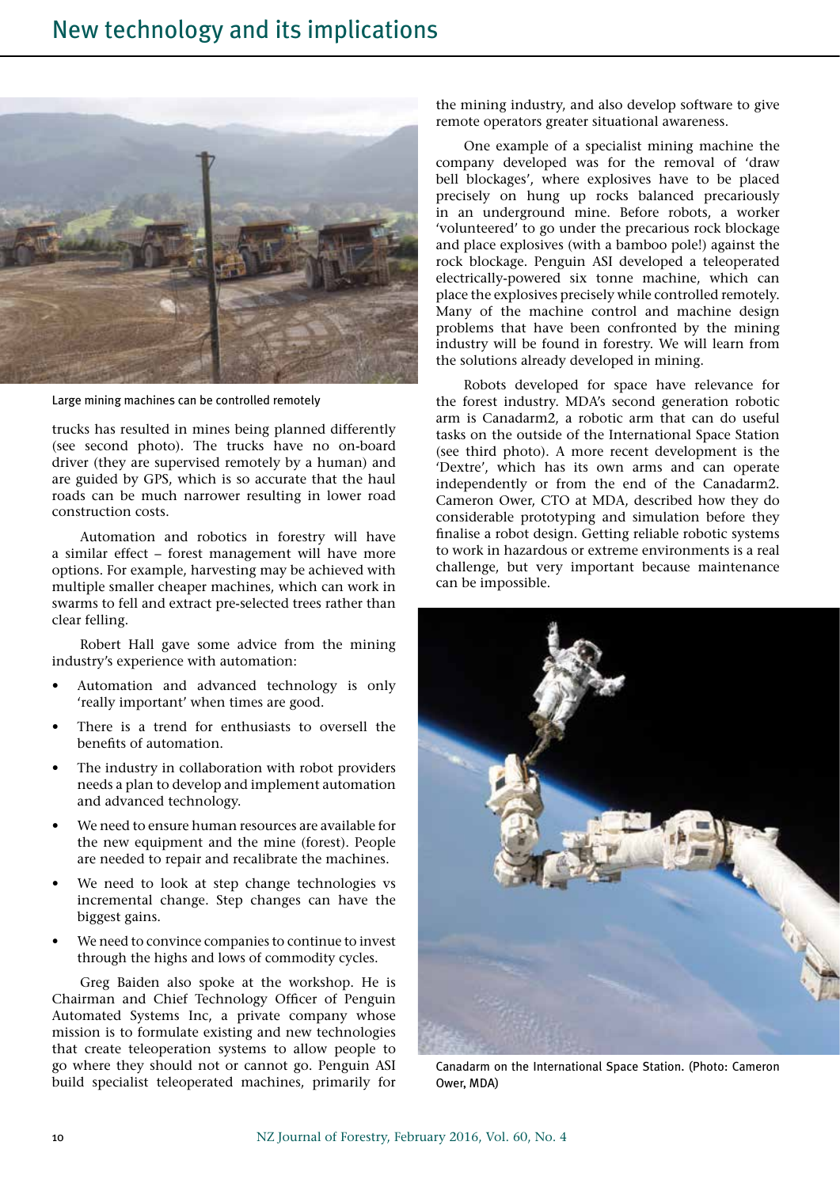Large mining machines can be controlled remotely

trucks has resulted in mines being planned differently (see second photo). The trucks have no on-board driver (they are supervised remotely by a human) and are guided by GPS, which is so accurate that the haul roads can be much narrower resulting in lower road construction costs.

Automation and robotics in forestry will have a similar effect – forest management will have more options. For example, harvesting may be achieved with multiple smaller cheaper machines, which can work in swarms to fell and extract pre-selected trees rather than clear felling.

Robert Hall gave some advice from the mining industry's experience with automation:

- Automation and advanced technology is only 'really important' when times are good.
- There is a trend for enthusiasts to oversell the benefits of automation.
- The industry in collaboration with robot providers needs a plan to develop and implement automation and advanced technology.
- We need to ensure human resources are available for the new equipment and the mine (forest). People are needed to repair and recalibrate the machines.
- We need to look at step change technologies vs incremental change. Step changes can have the biggest gains.
- We need to convince companies to continue to invest through the highs and lows of commodity cycles.

Greg Baiden also spoke at the workshop. He is Chairman and Chief Technology Officer of Penguin Automated Systems Inc, a private company whose mission is to formulate existing and new technologies that create teleoperation systems to allow people to go where they should not or cannot go. Penguin ASI build specialist teleoperated machines, primarily for the mining industry, and also develop software to give remote operators greater situational awareness.

One example of a specialist mining machine the company developed was for the removal of 'draw bell blockages', where explosives have to be placed precisely on hung up rocks balanced precariously in an underground mine. Before robots, a worker 'volunteered' to go under the precarious rock blockage and place explosives (with a bamboo pole!) against the rock blockage. Penguin ASI developed a teleoperated electrically-powered six tonne machine, which can place the explosives precisely while controlled remotely. Many of the machine control and machine design problems that have been confronted by the mining industry will be found in forestry. We will learn from the solutions already developed in mining.

Robots developed for space have relevance for the forest industry. MDA's second generation robotic arm is Canadarm2, a robotic arm that can do useful tasks on the outside of the International Space Station (see third photo). A more recent development is the 'Dextre', which has its own arms and can operate independently or from the end of the Canadarm2. Cameron Ower, CTO at MDA, described how they do considerable prototyping and simulation before they finalise a robot design. Getting reliable robotic systems to work in hazardous or extreme environments is a real challenge, but very important because maintenance can be impossible.

Canadarm on the International Space Station. (Photo: Cameron Ower, MDA)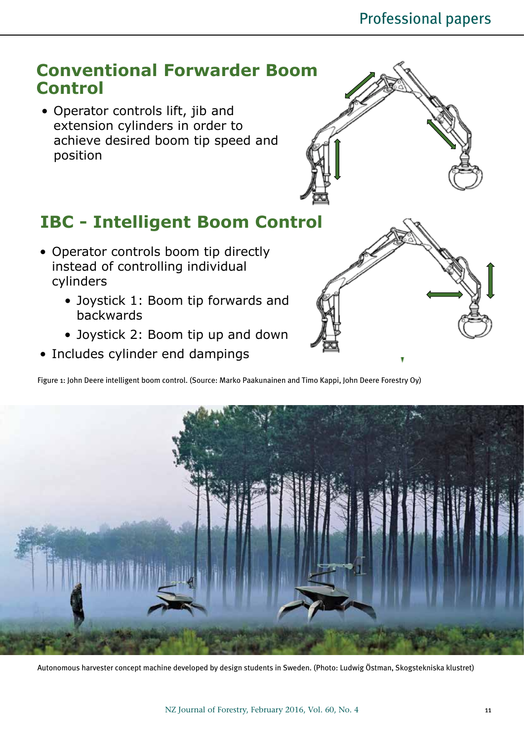## Conventional Forwarder Boom Control

- Operator controls lift, jib and extension cylinders in order to achieve desired boom tip speed and position

## IBC - Intelligent Boom Control

- Operator controls boom tip directly instead of controlling individual cylinders
  - Joystick 1: Boom tip forwards and backwards
  - Joystick 2: Boom tip up and down
- Includes cylinder end dampings

Figure 1: John Deere intelligent boom control. (Source: Marko Paakunainen and Timo Kappi, John Deere Forestry Oy)

Autonomous harvester concept machine developed by design students in Sweden. (Photo: Ludwig Östman, Skogstekniska klustret)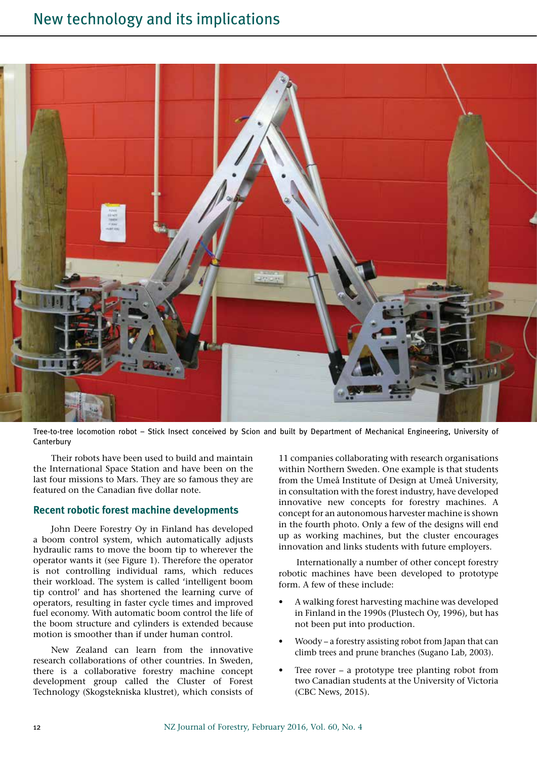Tree-to-tree locomotion robot – Stick Insect conceived by Scion and built by Department of Mechanical Engineering, University of Canterbury

Their robots have been used to build and maintain the International Space Station and have been on the last four missions to Mars. They are so famous they are featured on the Canadian five dollar note.

## Recent robotic forest machine developments

John Deere Forestry Oy in Finland has developed a boom control system, which automatically adjusts hydraulic rams to move the boom tip to wherever the operator wants it (see Figure 1). Therefore the operator is not controlling individual rams, which reduces their workload. The system is called 'intelligent boom tip control' and has shortened the learning curve of operators, resulting in faster cycle times and improved fuel economy. With automatic boom control the life of the boom structure and cylinders is extended because motion is smoother than if under human control.

New Zealand can learn from the innovative research collaborations of other countries. In Sweden, there is a collaborative forestry machine concept development group called the Cluster of Forest Technology (Skogstekniska klustret), which consists of 11 companies collaborating with research organisations within Northern Sweden. One example is that students from the Umeå Institute of Design at Umeå University, in consultation with the forest industry, have developed innovative new concepts for forestry machines. A concept for an autonomous harvester machine is shown in the fourth photo. Only a few of the designs will end up as working machines, but the cluster encourages innovation and links students with future employers.

Internationally a number of other concept forestry robotic machines have been developed to prototype form. A few of these include:

- A walking forest harvesting machine was developed in Finland in the 1990s (Plustech Oy, 1996), but has not been put into production.
- Woody – a forestry assisting robot from Japan that can climb trees and prune branches (Sugano Lab, 2003).
- Tree rover – a prototype tree planting robot from two Canadian students at the University of Victoria (CBC News, 2015).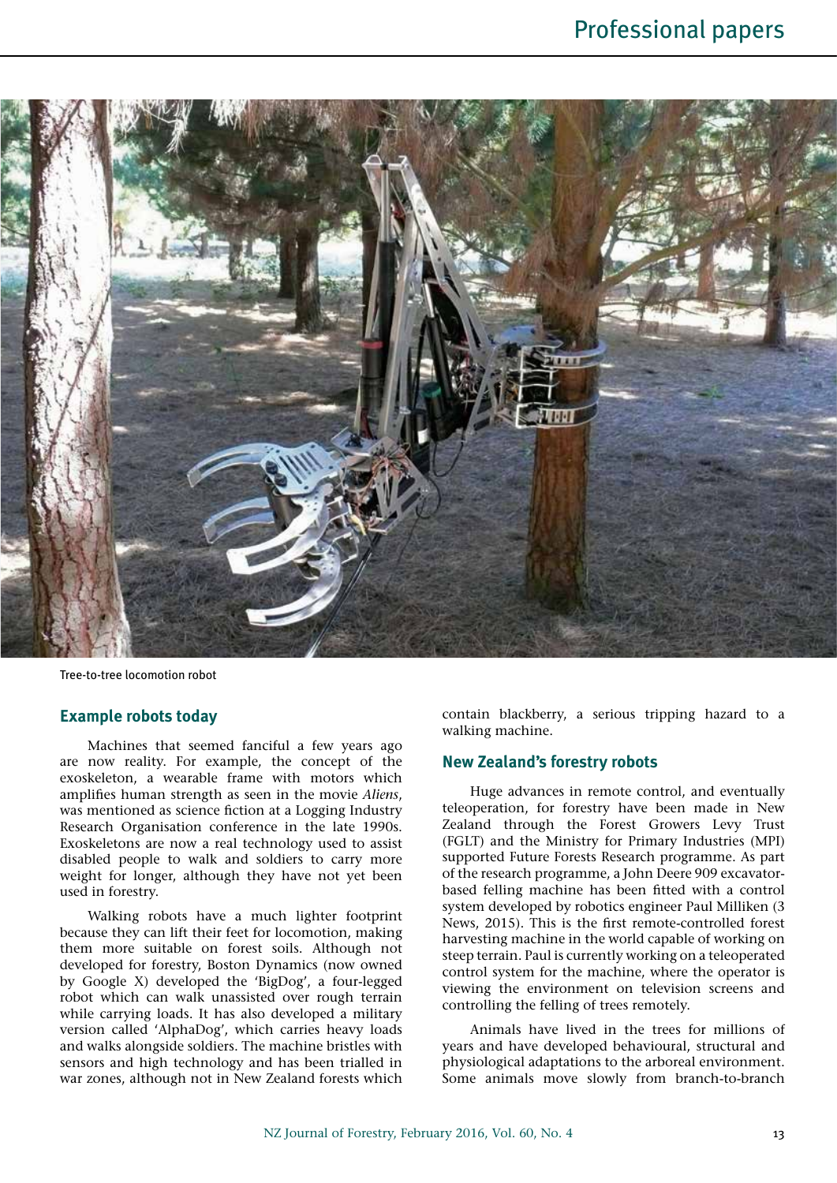Tree-to-tree locomotion robot

## Example robots today

Machines that seemed fanciful a few years ago are now reality. For example, the concept of the exoskeleton, a wearable frame with motors which amplifies human strength as seen in the movie *Aliens*, was mentioned as science fiction at a Logging Industry Research Organisation conference in the late 1990s. Exoskeletons are now a real technology used to assist disabled people to walk and soldiers to carry more weight for longer, although they have not yet been used in forestry.

Walking robots have a much lighter footprint because they can lift their feet for locomotion, making them more suitable on forest soils. Although not developed for forestry, Boston Dynamics (now owned by Google X) developed the 'BigDog', a four-legged robot which can walk unassisted over rough terrain while carrying loads. It has also developed a military version called 'AlphaDog', which carries heavy loads and walks alongside soldiers. The machine bristles with sensors and high technology and has been trialled in war zones, although not in New Zealand forests which contain blackberry, a serious tripping hazard to a walking machine.

## New Zealand's forestry robots

Huge advances in remote control, and eventually teleoperation, for forestry have been made in New Zealand through the Forest Growers Levy Trust (FGLT) and the Ministry for Primary Industries (MPI) supported Future Forests Research programme. As part of the research programme, a John Deere 909 excavator-based felling machine has been fitted with a control system developed by robotics engineer Paul Milliken (3 News, 2015). This is the first remote-controlled forest harvesting machine in the world capable of working on steep terrain. Paul is currently working on a teleoperated control system for the machine, where the operator is viewing the environment on television screens and controlling the felling of trees remotely.

Animals have lived in the trees for millions of years and have developed behavioural, structural and physiological adaptations to the arboreal environment. Some animals move slowly from branch-to-branch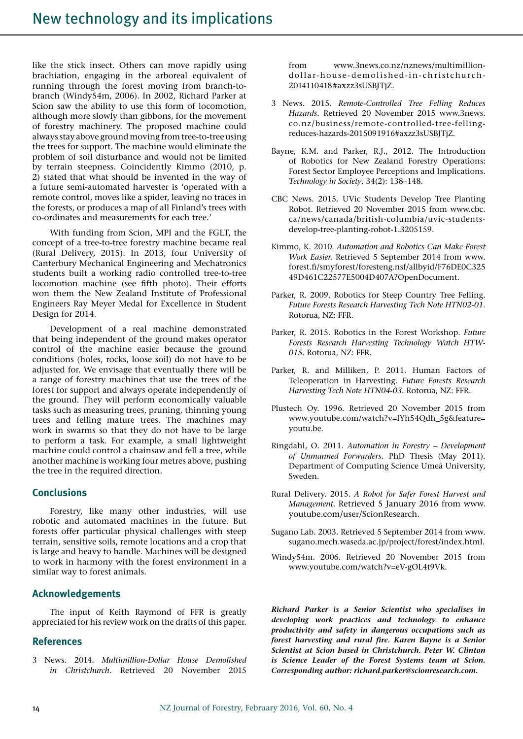like the stick insect. Others can move rapidly using brachiation, engaging in the arboreal equivalent of running through the forest moving from branch-to-branch (Windy54m, 2006). In 2002, Richard Parker at Scion saw the ability to use this form of locomotion, although more slowly than gibbons, for the movement of forestry machinery. The proposed machine could always stay above ground moving from tree-to-tree using the trees for support. The machine would eliminate the problem of soil disturbance and would not be limited by terrain steepness. Coincidently Kimmo (2010, p. 2) stated that what should be invented in the way of a future semi-automated harvester is 'operated with a remote control, moves like a spider, leaving no traces in the forests, or produces a map of all Finland's trees with co-ordinates and measurements for each tree.'

With funding from Scion, MPI and the FGLT, the concept of a tree-to-tree forestry machine became real (Rural Delivery, 2015). In 2013, four University of Canterbury Mechanical Engineering and Mechatronics students built a working radio controlled tree-to-tree locomotion machine (see fifth photo). Their efforts won them the New Zealand Institute of Professional Engineers Ray Meyer Medal for Excellence in Student Design for 2014.

Development of a real machine demonstrated that being independent of the ground makes operator control of the machine easier because the ground conditions (holes, rocks, loose soil) do not have to be adjusted for. We envisage that eventually there will be a range of forestry machines that use the trees of the forest for support and always operate independently of the ground. They will perform economically valuable tasks such as measuring trees, pruning, thinning young trees and felling mature trees. The machines may work in swarms so that they do not have to be large to perform a task. For example, a small lightweight machine could control a chainsaw and fell a tree, while another machine is working four metres above, pushing the tree in the required direction.

## Conclusions

Forestry, like many other industries, will use robotic and automated machines in the future. But forests offer particular physical challenges with steep terrain, sensitive soils, remote locations and a crop that is large and heavy to handle. Machines will be designed to work in harmony with the forest environment in a similar way to forest animals.

## Acknowledgements

The input of Keith Raymond of FFR is greatly appreciated for his review work on the drafts of this paper.

## References

3 News. 2014. *Multimillion-Dollar House Demolished in Christchurch*. Retrieved 20 November 2015 from www.3news.co.nz/nznews/multimillion-dollar-house-demolished-in-christchurch-2014110418#axzz3sUSBJTjZ.

3 News. 2015. *Remote-Controlled Tree Felling Reduces Hazards*. Retrieved 20 November 2015 www.3news.co.nz/business/remote-controlled-tree-felling-reduces-hazards-2015091916#axzz3sUSBJTjZ.

Bayne, K.M. and Parker, R.J., 2012. The Introduction of Robotics for New Zealand Forestry Operations: Forest Sector Employee Perceptions and Implications. *Technology in Society*, 34(2): 138–148.

CBC News. 2015. UVic Students Develop Tree Planting Robot. Retrieved 20 November 2015 from www.cbc.ca/news/canada/british-columbia/uvic-students-develop-tree-planting-robot-1.3205159.

Kimmo, K. 2010. *Automation and Robotics Can Make Forest Work Easier*. Retrieved 5 September 2014 from www.forest.fi/smyforest/foresteng.nsf/allbyid/F76DE0C32549D461C22577E5004D407A?OpenDocument.

Parker, R. 2009. Robotics for Steep Country Tree Felling. *Future Forests Research Harvesting Tech Note HTN02-01*. Rotorua, NZ: FFR.

Parker, R. 2015. Robotics in the Forest Workshop. *Future Forests Research Harvesting Technology Watch HTW-015*. Rotorua, NZ: FFR.

Parker, R. and Milliken, P. 2011. Human Factors of Teleoperation in Harvesting. *Future Forests Research Harvesting Tech Note HTN04-03*. Rotorua, NZ: FFR.

Plustech Oy. 1996. Retrieved 20 November 2015 from www.youtube.com/watch?v=lYh54Qdh_5g&feature=youtu.be.

Ringdahl, O. 2011. *Automation in Forestry – Development of Unmanned Forwarders*. PhD Thesis (May 2011). Department of Computing Science Umeå University, Sweden.

Rural Delivery. 2015. *A Robot for Safer Forest Harvest and Management*. Retrieved 5 January 2016 from www.youtube.com/user/ScionResearch.

Sugano Lab. 2003. Retrieved 5 September 2014 from www.sugano.mech.waseda.ac.jp/project/forest/index.html.

Windy54m. 2006. Retrieved 20 November 2015 from www.youtube.com/watch?v=eV-gOL4t9Vk.

***Richard Parker is a Senior Scientist who specialises in developing work practices and technology to enhance productivity and safety in dangerous occupations such as forest harvesting and rural fire. Karen Bayne is a Senior Scientist at Scion based in Christchurch. Peter W. Clinton is Science Leader of the Forest Systems team at Scion. Corresponding author: richard.parker@scionresearch.com.***